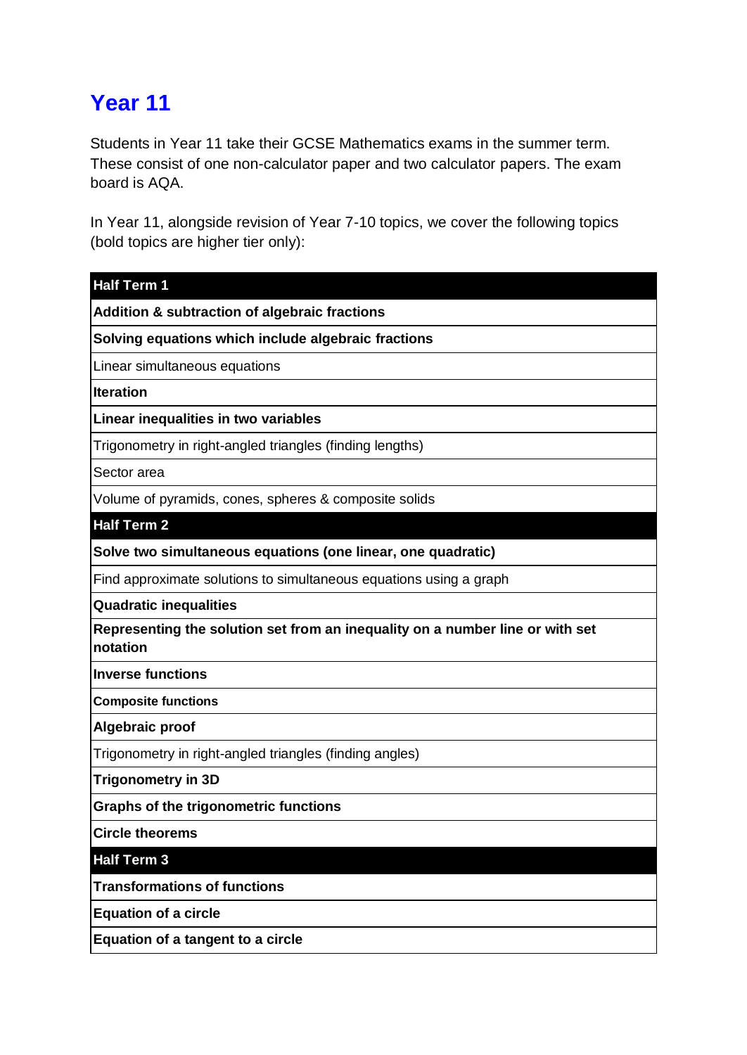# Year 11

Students in Year 11 take their GCSE Mathematics exams in the summer term. These consist of one non-calculator paper and two calculator papers. The exam board is AQA.

In Year 11, alongside revision of Year 7-10 topics, we cover the following topics (bold topics are higher tier only):

| **Half Term 1** |
|---|
| **Addition & subtraction of algebraic fractions** |
| **Solving equations which include algebraic fractions** |
| Linear simultaneous equations |
| **Iteration** |
| **Linear inequalities in two variables** |
| Trigonometry in right-angled triangles (finding lengths) |
| Sector area |
| Volume of pyramids, cones, spheres & composite solids |
| **Half Term 2** |
| **Solve two simultaneous equations (one linear, one quadratic)** |
| Find approximate solutions to simultaneous equations using a graph |
| **Quadratic inequalities** |
| **Representing the solution set from an inequality on a number line or with set notation** |
| **Inverse functions** |
| **Composite functions** |
| **Algebraic proof** |
| Trigonometry in right-angled triangles (finding angles) |
| **Trigonometry in 3D** |
| **Graphs of the trigonometric functions** |
| **Circle theorems** |
| **Half Term 3** |
| **Transformations of functions** |
| **Equation of a circle** |
| **Equation of a tangent to a circle** |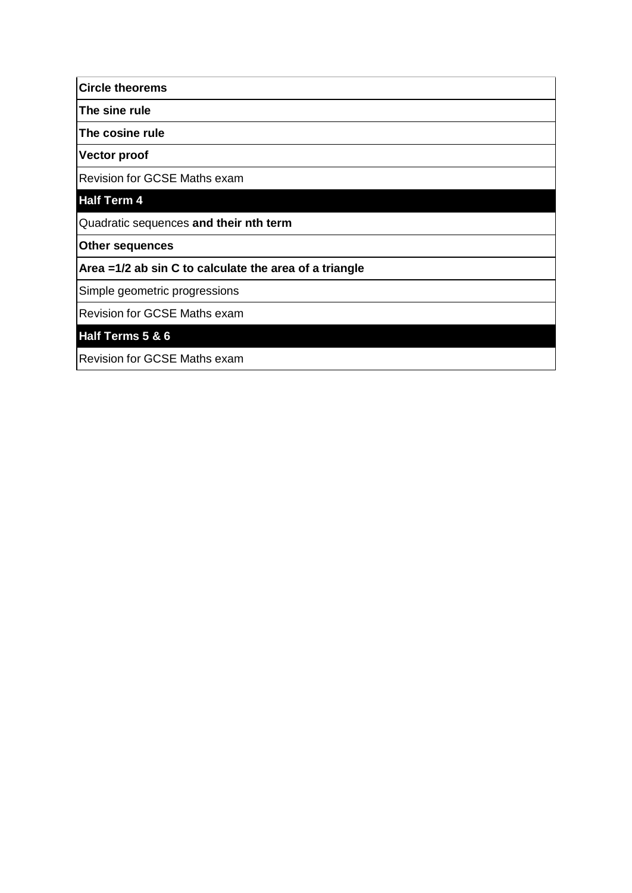| |
|---|
| **Circle theorems** |
| **The sine rule** |
| **The cosine rule** |
| **Vector proof** |
| Revision for GCSE Maths exam |
| **Half Term 4** |
| Quadratic sequences **and their nth term** |
| **Other sequences** |
| **Area =1/2 ab sin C to calculate the area of a triangle** |
| Simple geometric progressions |
| Revision for GCSE Maths exam |
| **Half Terms 5 & 6** |
| Revision for GCSE Maths exam |